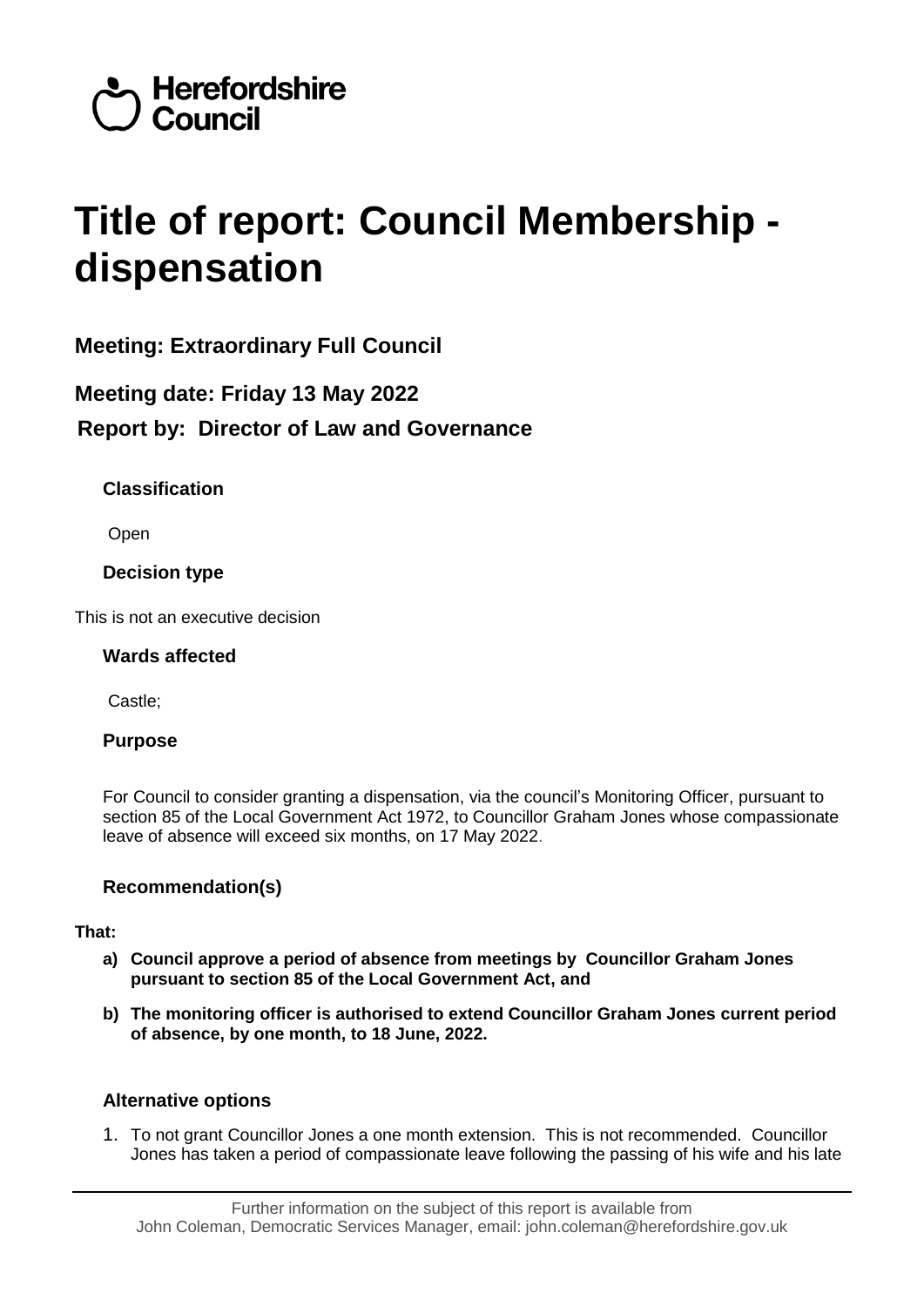Herefordshire Council

# Title of report: Council Membership - dispensation

## Meeting: Extraordinary Full Council

## Meeting date: Friday 13 May 2022

## Report by: Director of Law and Governance

### Classification

Open

### Decision type

This is not an executive decision

### Wards affected

Castle;

### Purpose

For Council to consider granting a dispensation, via the council's Monitoring Officer, pursuant to section 85 of the Local Government Act 1972, to Councillor Graham Jones whose compassionate leave of absence will exceed six months, on 17 May 2022.

### Recommendation(s)

**That:**

a) **Council approve a period of absence from meetings by Councillor Graham Jones pursuant to section 85 of the Local Government Act, and**

b) **The monitoring officer is authorised to extend Councillor Graham Jones current period of absence, by one month, to 18 June, 2022.**

### Alternative options

1. To not grant Councillor Jones a one month extension. This is not recommended. Councillor Jones has taken a period of compassionate leave following the passing of his wife and his late

Further information on the subject of this report is available from
John Coleman, Democratic Services Manager, email: john.coleman@herefordshire.gov.uk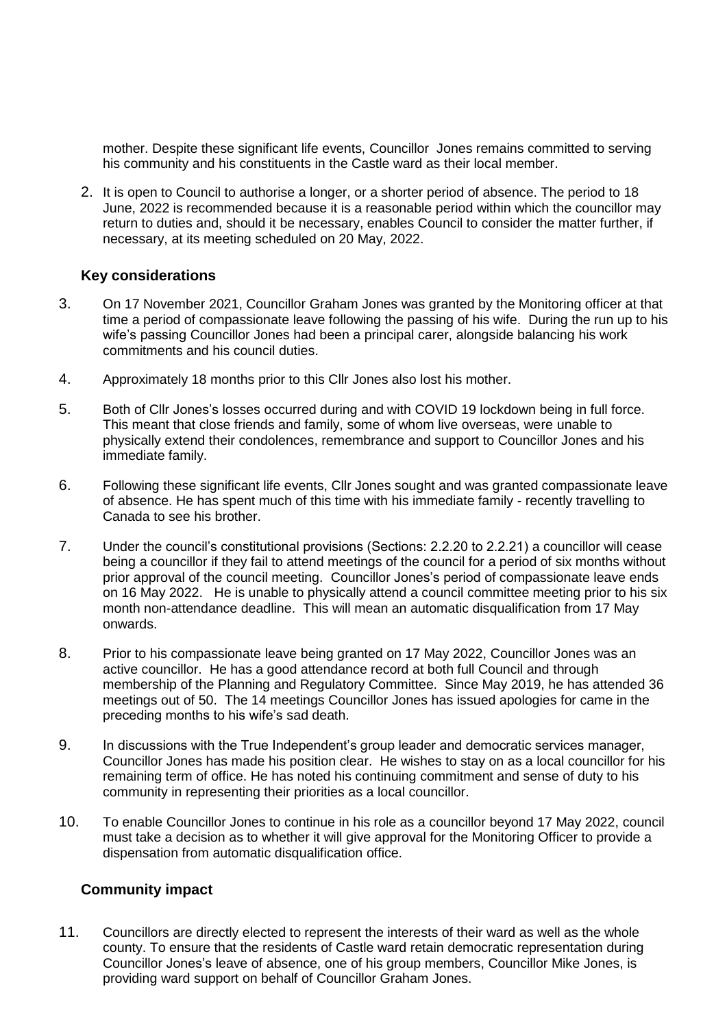mother. Despite these significant life events, Councillor Jones remains committed to serving his community and his constituents in the Castle ward as their local member.

2. It is open to Council to authorise a longer, or a shorter period of absence. The period to 18 June, 2022 is recommended because it is a reasonable period within which the councillor may return to duties and, should it be necessary, enables Council to consider the matter further, if necessary, at its meeting scheduled on 20 May, 2022.

## Key considerations

3. On 17 November 2021, Councillor Graham Jones was granted by the Monitoring officer at that time a period of compassionate leave following the passing of his wife. During the run up to his wife's passing Councillor Jones had been a principal carer, alongside balancing his work commitments and his council duties.

4. Approximately 18 months prior to this Cllr Jones also lost his mother.

5. Both of Cllr Jones's losses occurred during and with COVID 19 lockdown being in full force. This meant that close friends and family, some of whom live overseas, were unable to physically extend their condolences, remembrance and support to Councillor Jones and his immediate family.

6. Following these significant life events, Cllr Jones sought and was granted compassionate leave of absence. He has spent much of this time with his immediate family - recently travelling to Canada to see his brother.

7. Under the council's constitutional provisions (Sections: 2.2.20 to 2.2.21) a councillor will cease being a councillor if they fail to attend meetings of the council for a period of six months without prior approval of the council meeting. Councillor Jones's period of compassionate leave ends on 16 May 2022. He is unable to physically attend a council committee meeting prior to his six month non-attendance deadline. This will mean an automatic disqualification from 17 May onwards.

8. Prior to his compassionate leave being granted on 17 May 2022, Councillor Jones was an active councillor. He has a good attendance record at both full Council and through membership of the Planning and Regulatory Committee. Since May 2019, he has attended 36 meetings out of 50. The 14 meetings Councillor Jones has issued apologies for came in the preceding months to his wife's sad death.

9. In discussions with the True Independent's group leader and democratic services manager, Councillor Jones has made his position clear. He wishes to stay on as a local councillor for his remaining term of office. He has noted his continuing commitment and sense of duty to his community in representing their priorities as a local councillor.

10. To enable Councillor Jones to continue in his role as a councillor beyond 17 May 2022, council must take a decision as to whether it will give approval for the Monitoring Officer to provide a dispensation from automatic disqualification office.

## Community impact

11. Councillors are directly elected to represent the interests of their ward as well as the whole county. To ensure that the residents of Castle ward retain democratic representation during Councillor Jones's leave of absence, one of his group members, Councillor Mike Jones, is providing ward support on behalf of Councillor Graham Jones.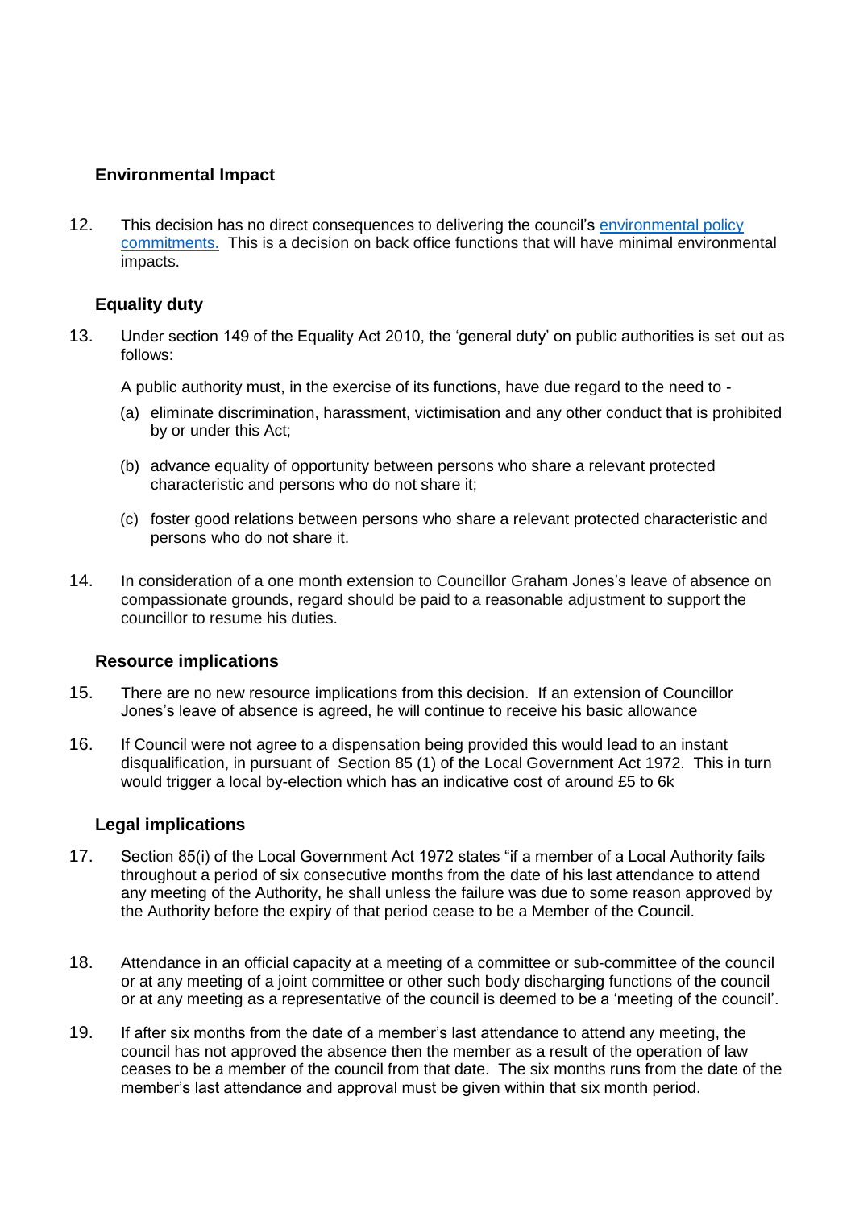## Environmental Impact

12. This decision has no direct consequences to delivering the council's [environmental policy commitments.](environmental policy commitments) This is a decision on back office functions that will have minimal environmental impacts.

## Equality duty

13. Under section 149 of the Equality Act 2010, the 'general duty' on public authorities is set out as follows:

    A public authority must, in the exercise of its functions, have due regard to the need to -

    (a) eliminate discrimination, harassment, victimisation and any other conduct that is prohibited by or under this Act;

    (b) advance equality of opportunity between persons who share a relevant protected characteristic and persons who do not share it;

    (c) foster good relations between persons who share a relevant protected characteristic and persons who do not share it.

14. In consideration of a one month extension to Councillor Graham Jones's leave of absence on compassionate grounds, regard should be paid to a reasonable adjustment to support the councillor to resume his duties.

## Resource implications

15. There are no new resource implications from this decision. If an extension of Councillor Jones's leave of absence is agreed, he will continue to receive his basic allowance

16. If Council were not agree to a dispensation being provided this would lead to an instant disqualification, in pursuant of Section 85 (1) of the Local Government Act 1972. This in turn would trigger a local by-election which has an indicative cost of around £5 to 6k

## Legal implications

17. Section 85(i) of the Local Government Act 1972 states "if a member of a Local Authority fails throughout a period of six consecutive months from the date of his last attendance to attend any meeting of the Authority, he shall unless the failure was due to some reason approved by the Authority before the expiry of that period cease to be a Member of the Council.

18. Attendance in an official capacity at a meeting of a committee or sub-committee of the council or at any meeting of a joint committee or other such body discharging functions of the council or at any meeting as a representative of the council is deemed to be a 'meeting of the council'.

19. If after six months from the date of a member's last attendance to attend any meeting, the council has not approved the absence then the member as a result of the operation of law ceases to be a member of the council from that date. The six months runs from the date of the member's last attendance and approval must be given within that six month period.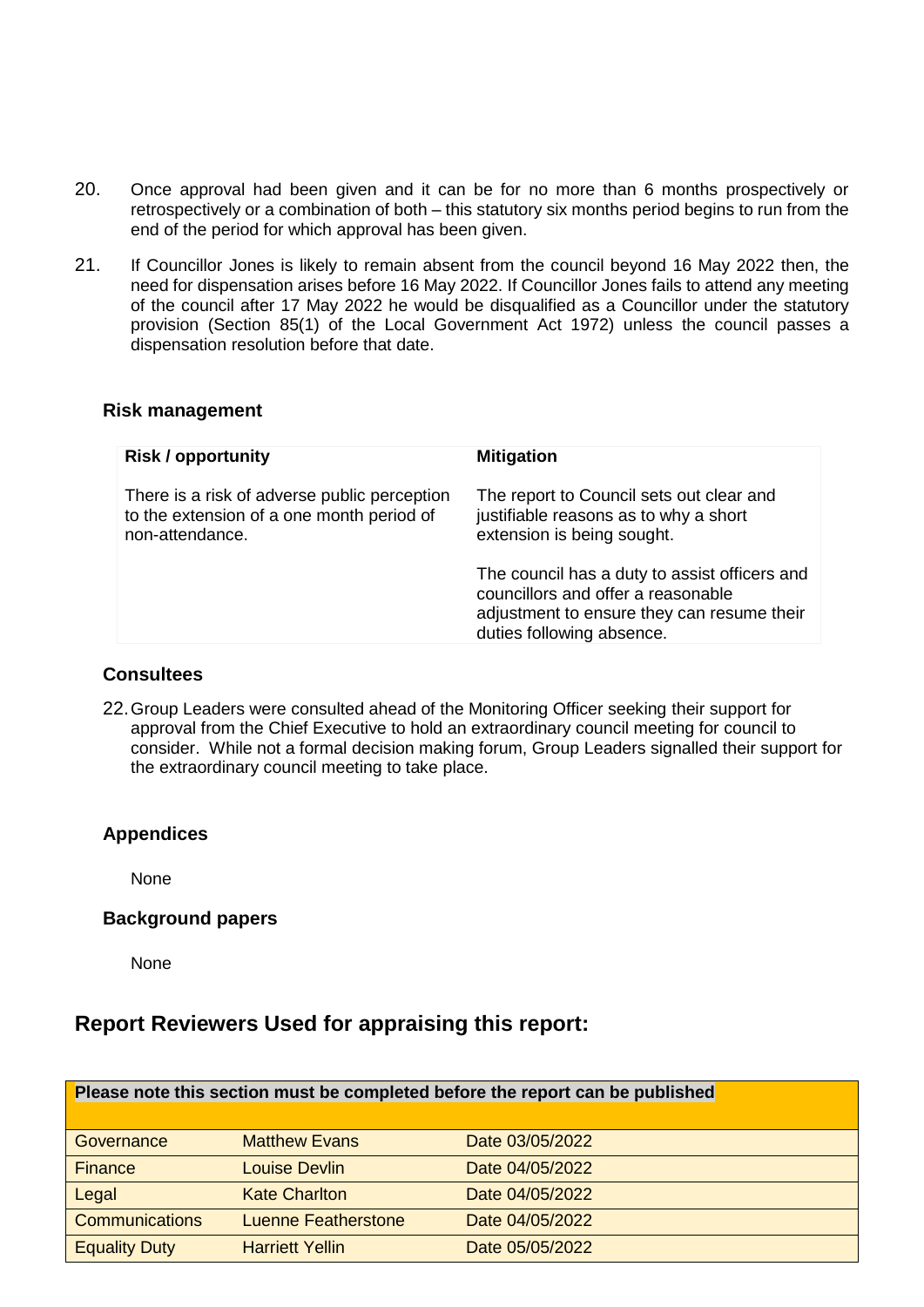20. Once approval had been given and it can be for no more than 6 months prospectively or retrospectively or a combination of both – this statutory six months period begins to run from the end of the period for which approval has been given.

21. If Councillor Jones is likely to remain absent from the council beyond 16 May 2022 then, the need for dispensation arises before 16 May 2022. If Councillor Jones fails to attend any meeting of the council after 17 May 2022 he would be disqualified as a Councillor under the statutory provision (Section 85(1) of the Local Government Act 1972) unless the council passes a dispensation resolution before that date.

### Risk management

| Risk / opportunity | Mitigation |
| --- | --- |
| There is a risk of adverse public perception to the extension of a one month period of non-attendance. | The report to Council sets out clear and justifiable reasons as to why a short extension is being sought.<br><br>The council has a duty to assist officers and councillors and offer a reasonable adjustment to ensure they can resume their duties following absence. |

### Consultees

22. Group Leaders were consulted ahead of the Monitoring Officer seeking their support for approval from the Chief Executive to hold an extraordinary council meeting for council to consider. While not a formal decision making forum, Group Leaders signalled their support for the extraordinary council meeting to take place.

### Appendices

None

### Background papers

None

## Report Reviewers Used for appraising this report:

| Please note this section must be completed before the report can be published | | |
| --- | --- | --- |
| Governance | Matthew Evans | Date 03/05/2022 |
| Finance | Louise Devlin | Date 04/05/2022 |
| Legal | Kate Charlton | Date 04/05/2022 |
| Communications | Luenne Featherstone | Date 04/05/2022 |
| Equality Duty | Harriett Yellin | Date 05/05/2022 |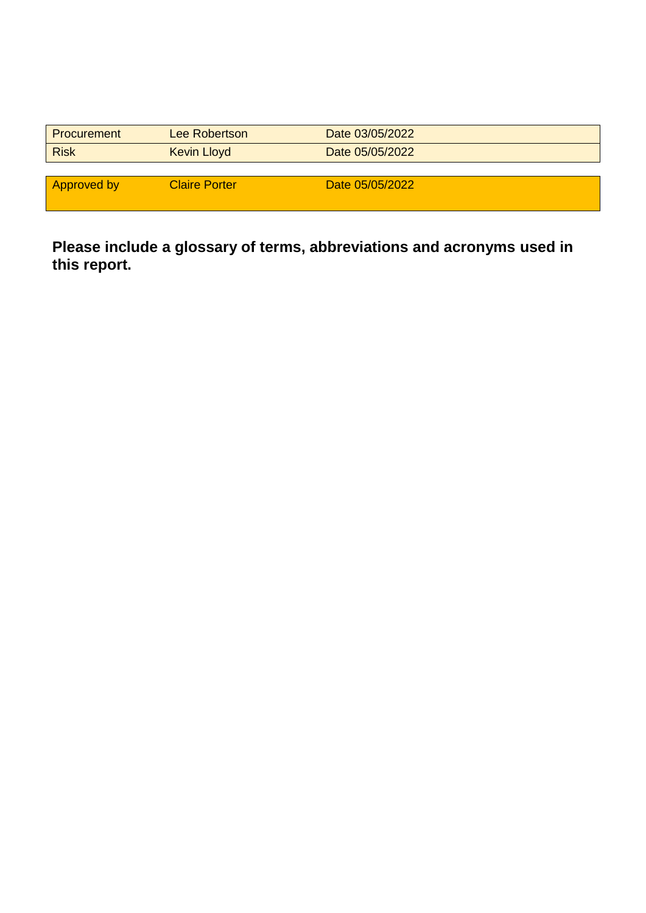| | | |
|---|---|---|
| Procurement | Lee Robertson | Date 03/05/2022 |
| Risk | Kevin Lloyd | Date 05/05/2022 |

| | | |
|---|---|---|
| Approved by | Claire Porter | Date 05/05/2022 |

**Please include a glossary of terms, abbreviations and acronyms used in this report.**